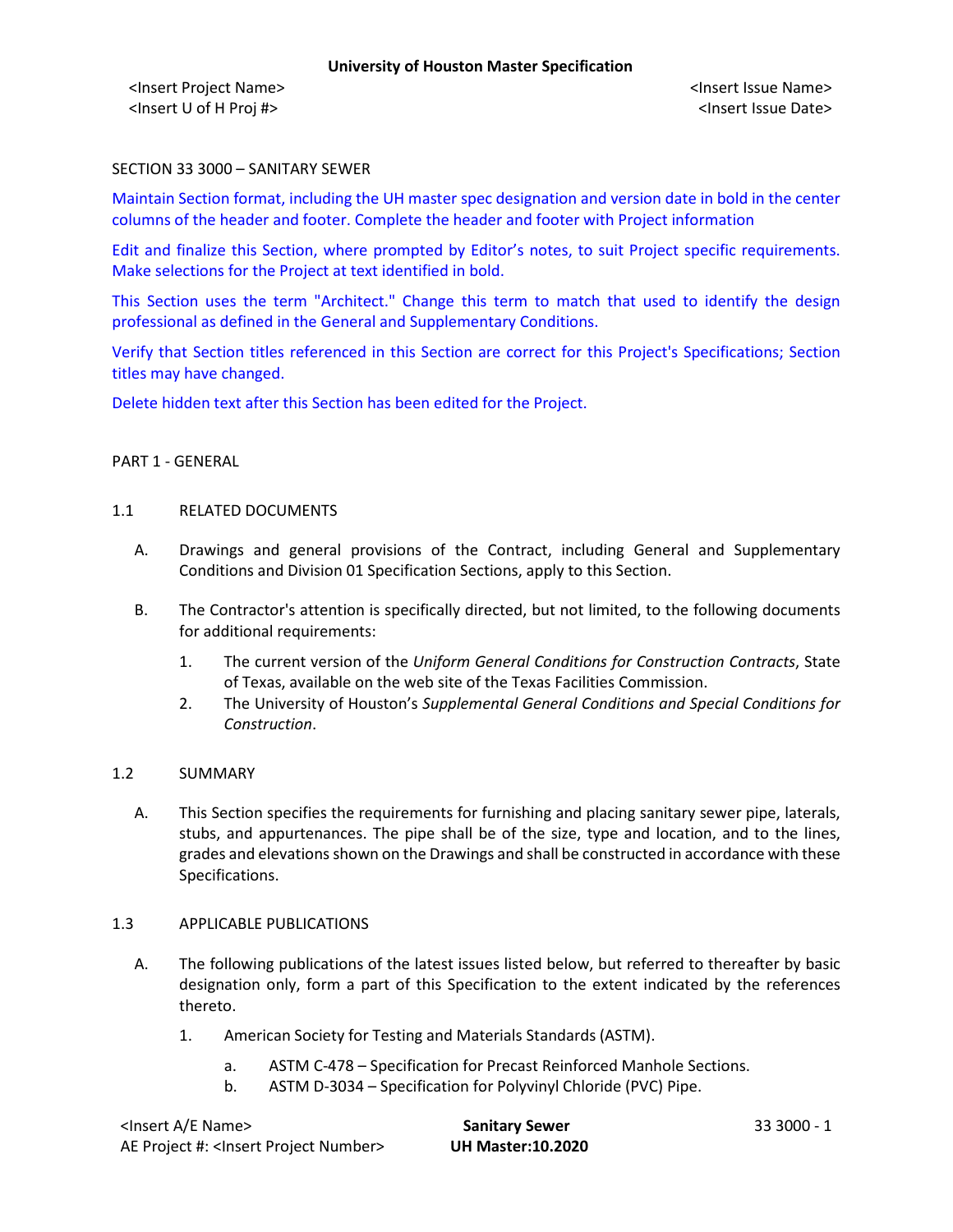SECTION 33 3000 – SANITARY SEWER

Maintain Section format, including the UH master spec designation and version date in bold in the center columns of the header and footer. Complete the header and footer with Project information

Edit and finalize this Section, where prompted by Editor's notes, to suit Project specific requirements. Make selections for the Project at text identified in bold.

This Section uses the term "Architect." Change this term to match that used to identify the design professional as defined in the General and Supplementary Conditions.

Verify that Section titles referenced in this Section are correct for this Project's Specifications; Section titles may have changed.

Delete hidden text after this Section has been edited for the Project.

PART 1 - GENERAL

1.1 RELATED DOCUMENTS

A. Drawings and general provisions of the Contract, including General and Supplementary Conditions and Division 01 Specification Sections, apply to this Section.

B. The Contractor's attention is specifically directed, but not limited, to the following documents for additional requirements:

1. The current version of the *Uniform General Conditions for Construction Contracts*, State of Texas, available on the web site of the Texas Facilities Commission.
2. The University of Houston's *Supplemental General Conditions and Special Conditions for Construction*.

1.2 SUMMARY

A. This Section specifies the requirements for furnishing and placing sanitary sewer pipe, laterals, stubs, and appurtenances. The pipe shall be of the size, type and location, and to the lines, grades and elevations shown on the Drawings and shall be constructed in accordance with these Specifications.

1.3 APPLICABLE PUBLICATIONS

A. The following publications of the latest issues listed below, but referred to thereafter by basic designation only, form a part of this Specification to the extent indicated by the references thereto.

1. American Society for Testing and Materials Standards (ASTM).

a. ASTM C-478 – Specification for Precast Reinforced Manhole Sections.
b. ASTM D-3034 – Specification for Polyvinyl Chloride (PVC) Pipe.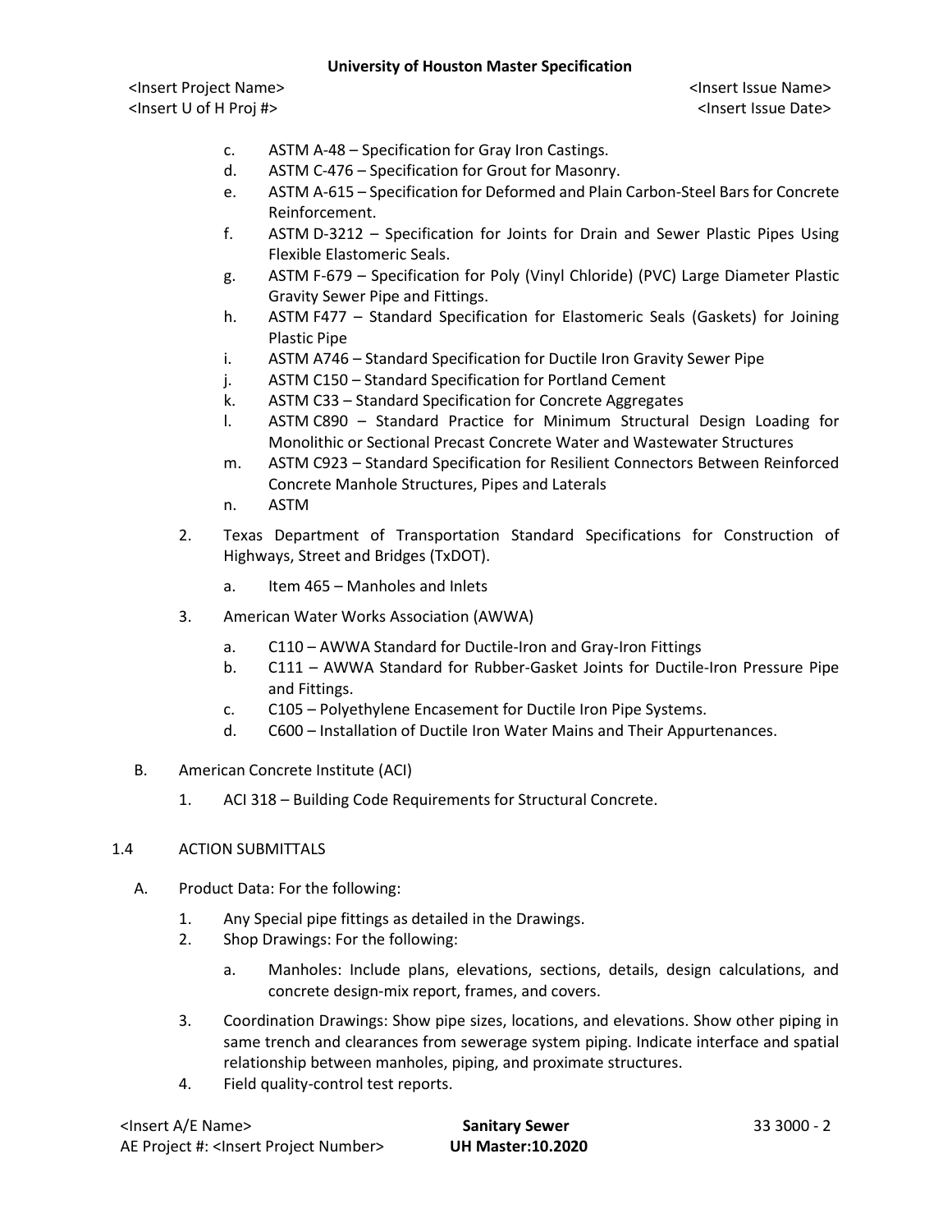c. ASTM A-48 – Specification for Gray Iron Castings.
d. ASTM C-476 – Specification for Grout for Masonry.
e. ASTM A-615 – Specification for Deformed and Plain Carbon-Steel Bars for Concrete Reinforcement.
f. ASTM D-3212 – Specification for Joints for Drain and Sewer Plastic Pipes Using Flexible Elastomeric Seals.
g. ASTM F-679 – Specification for Poly (Vinyl Chloride) (PVC) Large Diameter Plastic Gravity Sewer Pipe and Fittings.
h. ASTM F477 – Standard Specification for Elastomeric Seals (Gaskets) for Joining Plastic Pipe
i. ASTM A746 – Standard Specification for Ductile Iron Gravity Sewer Pipe
j. ASTM C150 – Standard Specification for Portland Cement
k. ASTM C33 – Standard Specification for Concrete Aggregates
l. ASTM C890 – Standard Practice for Minimum Structural Design Loading for Monolithic or Sectional Precast Concrete Water and Wastewater Structures
m. ASTM C923 – Standard Specification for Resilient Connectors Between Reinforced Concrete Manhole Structures, Pipes and Laterals
n. ASTM

2. Texas Department of Transportation Standard Specifications for Construction of Highways, Street and Bridges (TxDOT).

   a. Item 465 – Manholes and Inlets

3. American Water Works Association (AWWA)

   a. C110 – AWWA Standard for Ductile-Iron and Gray-Iron Fittings
   b. C111 – AWWA Standard for Rubber-Gasket Joints for Ductile-Iron Pressure Pipe and Fittings.
   c. C105 – Polyethylene Encasement for Ductile Iron Pipe Systems.
   d. C600 – Installation of Ductile Iron Water Mains and Their Appurtenances.

B. American Concrete Institute (ACI)

   1. ACI 318 – Building Code Requirements for Structural Concrete.

1.4 ACTION SUBMITTALS

A. Product Data: For the following:

   1. Any Special pipe fittings as detailed in the Drawings.
   2. Shop Drawings: For the following:

      a. Manholes: Include plans, elevations, sections, details, design calculations, and concrete design-mix report, frames, and covers.

   3. Coordination Drawings: Show pipe sizes, locations, and elevations. Show other piping in same trench and clearances from sewerage system piping. Indicate interface and spatial relationship between manholes, piping, and proximate structures.
   4. Field quality-control test reports.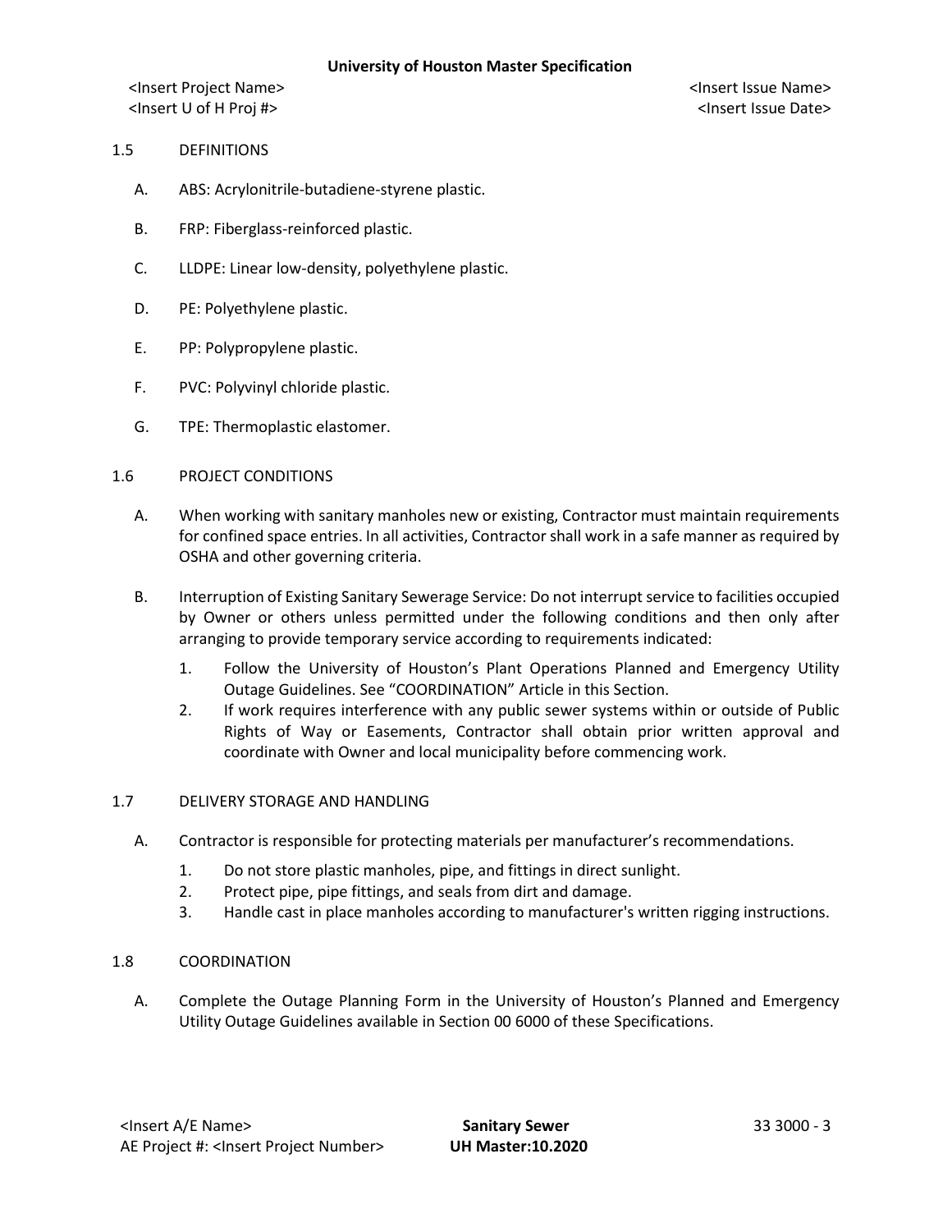## 1.5 DEFINITIONS

A. ABS: Acrylonitrile-butadiene-styrene plastic.

B. FRP: Fiberglass-reinforced plastic.

C. LLDPE: Linear low-density, polyethylene plastic.

D. PE: Polyethylene plastic.

E. PP: Polypropylene plastic.

F. PVC: Polyvinyl chloride plastic.

G. TPE: Thermoplastic elastomer.

## 1.6 PROJECT CONDITIONS

A. When working with sanitary manholes new or existing, Contractor must maintain requirements for confined space entries. In all activities, Contractor shall work in a safe manner as required by OSHA and other governing criteria.

B. Interruption of Existing Sanitary Sewerage Service: Do not interrupt service to facilities occupied by Owner or others unless permitted under the following conditions and then only after arranging to provide temporary service according to requirements indicated:

1. Follow the University of Houston's Plant Operations Planned and Emergency Utility Outage Guidelines. See "COORDINATION" Article in this Section.
2. If work requires interference with any public sewer systems within or outside of Public Rights of Way or Easements, Contractor shall obtain prior written approval and coordinate with Owner and local municipality before commencing work.

## 1.7 DELIVERY STORAGE AND HANDLING

A. Contractor is responsible for protecting materials per manufacturer's recommendations.

1. Do not store plastic manholes, pipe, and fittings in direct sunlight.
2. Protect pipe, pipe fittings, and seals from dirt and damage.
3. Handle cast in place manholes according to manufacturer's written rigging instructions.

## 1.8 COORDINATION

A. Complete the Outage Planning Form in the University of Houston's Planned and Emergency Utility Outage Guidelines available in Section 00 6000 of these Specifications.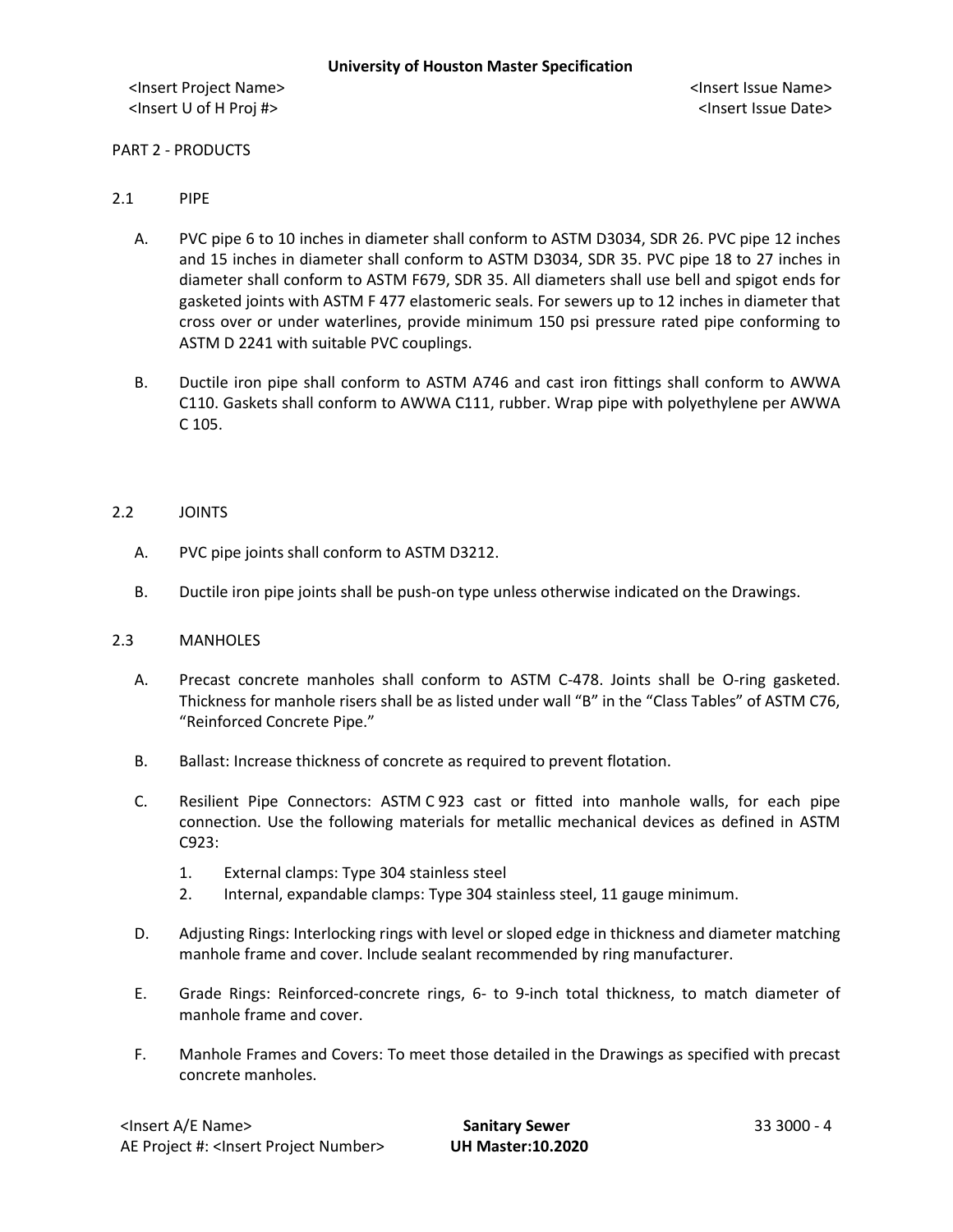PART 2 - PRODUCTS

2.1 PIPE

A. PVC pipe 6 to 10 inches in diameter shall conform to ASTM D3034, SDR 26. PVC pipe 12 inches and 15 inches in diameter shall conform to ASTM D3034, SDR 35. PVC pipe 18 to 27 inches in diameter shall conform to ASTM F679, SDR 35. All diameters shall use bell and spigot ends for gasketed joints with ASTM F 477 elastomeric seals. For sewers up to 12 inches in diameter that cross over or under waterlines, provide minimum 150 psi pressure rated pipe conforming to ASTM D 2241 with suitable PVC couplings.

B. Ductile iron pipe shall conform to ASTM A746 and cast iron fittings shall conform to AWWA C110. Gaskets shall conform to AWWA C111, rubber. Wrap pipe with polyethylene per AWWA C 105.

2.2 JOINTS

A. PVC pipe joints shall conform to ASTM D3212.

B. Ductile iron pipe joints shall be push-on type unless otherwise indicated on the Drawings.

2.3 MANHOLES

A. Precast concrete manholes shall conform to ASTM C-478. Joints shall be O-ring gasketed. Thickness for manhole risers shall be as listed under wall "B" in the "Class Tables" of ASTM C76, "Reinforced Concrete Pipe."

B. Ballast: Increase thickness of concrete as required to prevent flotation.

C. Resilient Pipe Connectors: ASTM C 923 cast or fitted into manhole walls, for each pipe connection. Use the following materials for metallic mechanical devices as defined in ASTM C923:

   1. External clamps: Type 304 stainless steel
   2. Internal, expandable clamps: Type 304 stainless steel, 11 gauge minimum.

D. Adjusting Rings: Interlocking rings with level or sloped edge in thickness and diameter matching manhole frame and cover. Include sealant recommended by ring manufacturer.

E. Grade Rings: Reinforced-concrete rings, 6- to 9-inch total thickness, to match diameter of manhole frame and cover.

F. Manhole Frames and Covers: To meet those detailed in the Drawings as specified with precast concrete manholes.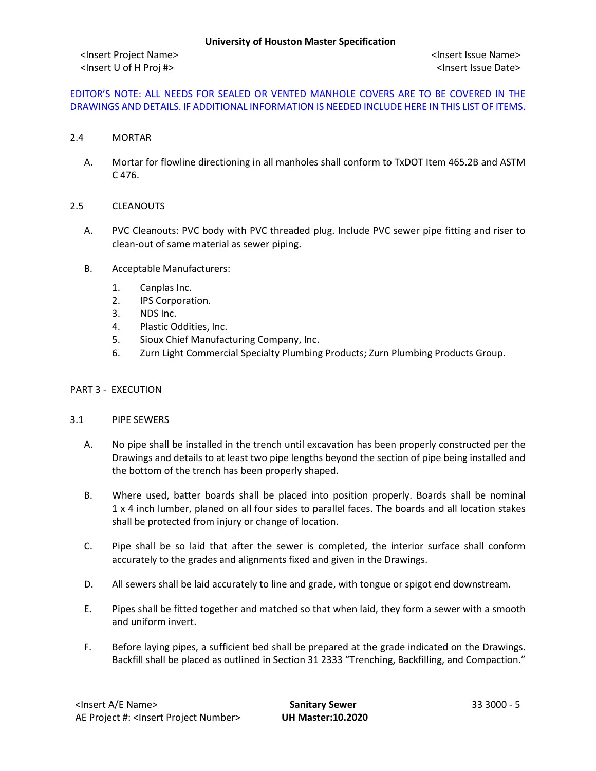EDITOR'S NOTE: ALL NEEDS FOR SEALED OR VENTED MANHOLE COVERS ARE TO BE COVERED IN THE DRAWINGS AND DETAILS. IF ADDITIONAL INFORMATION IS NEEDED INCLUDE HERE IN THIS LIST OF ITEMS.

## 2.4 MORTAR

A. Mortar for flowline directioning in all manholes shall conform to TxDOT Item 465.2B and ASTM C 476.

## 2.5 CLEANOUTS

A. PVC Cleanouts: PVC body with PVC threaded plug. Include PVC sewer pipe fitting and riser to clean-out of same material as sewer piping.

B. Acceptable Manufacturers:

1. Canplas Inc.
2. IPS Corporation.
3. NDS Inc.
4. Plastic Oddities, Inc.
5. Sioux Chief Manufacturing Company, Inc.
6. Zurn Light Commercial Specialty Plumbing Products; Zurn Plumbing Products Group.

# PART 3 - EXECUTION

## 3.1 PIPE SEWERS

A. No pipe shall be installed in the trench until excavation has been properly constructed per the Drawings and details to at least two pipe lengths beyond the section of pipe being installed and the bottom of the trench has been properly shaped.

B. Where used, batter boards shall be placed into position properly. Boards shall be nominal 1 x 4 inch lumber, planed on all four sides to parallel faces. The boards and all location stakes shall be protected from injury or change of location.

C. Pipe shall be so laid that after the sewer is completed, the interior surface shall conform accurately to the grades and alignments fixed and given in the Drawings.

D. All sewers shall be laid accurately to line and grade, with tongue or spigot end downstream.

E. Pipes shall be fitted together and matched so that when laid, they form a sewer with a smooth and uniform invert.

F. Before laying pipes, a sufficient bed shall be prepared at the grade indicated on the Drawings. Backfill shall be placed as outlined in Section 31 2333 "Trenching, Backfilling, and Compaction."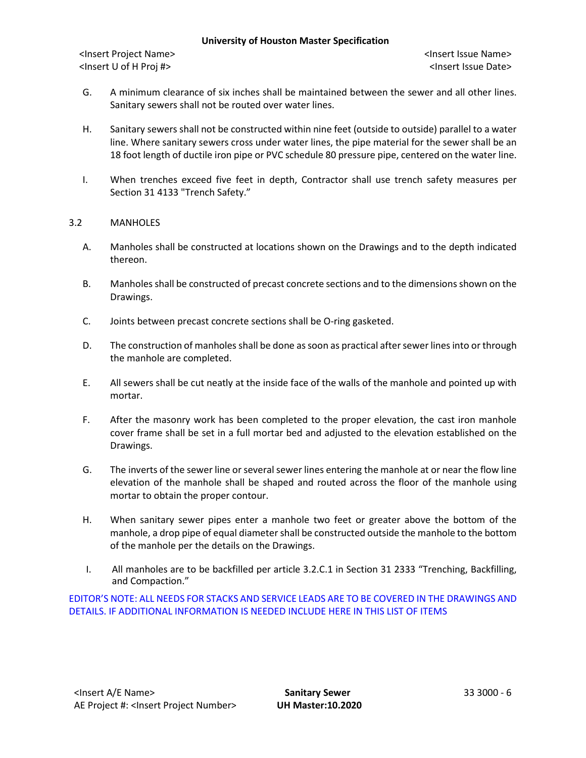G. A minimum clearance of six inches shall be maintained between the sewer and all other lines. Sanitary sewers shall not be routed over water lines.

H. Sanitary sewers shall not be constructed within nine feet (outside to outside) parallel to a water line. Where sanitary sewers cross under water lines, the pipe material for the sewer shall be an 18 foot length of ductile iron pipe or PVC schedule 80 pressure pipe, centered on the water line.

I. When trenches exceed five feet in depth, Contractor shall use trench safety measures per Section 31 4133 "Trench Safety."

3.2 MANHOLES

A. Manholes shall be constructed at locations shown on the Drawings and to the depth indicated thereon.

B. Manholes shall be constructed of precast concrete sections and to the dimensions shown on the Drawings.

C. Joints between precast concrete sections shall be O-ring gasketed.

D. The construction of manholes shall be done as soon as practical after sewer lines into or through the manhole are completed.

E. All sewers shall be cut neatly at the inside face of the walls of the manhole and pointed up with mortar.

F. After the masonry work has been completed to the proper elevation, the cast iron manhole cover frame shall be set in a full mortar bed and adjusted to the elevation established on the Drawings.

G. The inverts of the sewer line or several sewer lines entering the manhole at or near the flow line elevation of the manhole shall be shaped and routed across the floor of the manhole using mortar to obtain the proper contour.

H. When sanitary sewer pipes enter a manhole two feet or greater above the bottom of the manhole, a drop pipe of equal diameter shall be constructed outside the manhole to the bottom of the manhole per the details on the Drawings.

I. All manholes are to be backfilled per article 3.2.C.1 in Section 31 2333 "Trenching, Backfilling, and Compaction."

EDITOR'S NOTE: ALL NEEDS FOR STACKS AND SERVICE LEADS ARE TO BE COVERED IN THE DRAWINGS AND DETAILS. IF ADDITIONAL INFORMATION IS NEEDED INCLUDE HERE IN THIS LIST OF ITEMS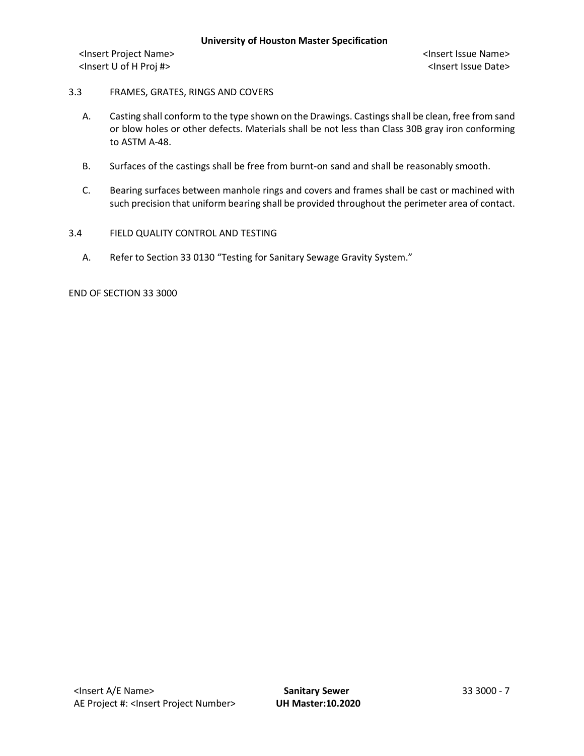### 3.3 FRAMES, GRATES, RINGS AND COVERS

A. Casting shall conform to the type shown on the Drawings. Castings shall be clean, free from sand or blow holes or other defects. Materials shall be not less than Class 30B gray iron conforming to ASTM A-48.

B. Surfaces of the castings shall be free from burnt-on sand and shall be reasonably smooth.

C. Bearing surfaces between manhole rings and covers and frames shall be cast or machined with such precision that uniform bearing shall be provided throughout the perimeter area of contact.

### 3.4 FIELD QUALITY CONTROL AND TESTING

A. Refer to Section 33 0130 "Testing for Sanitary Sewage Gravity System."

END OF SECTION 33 3000